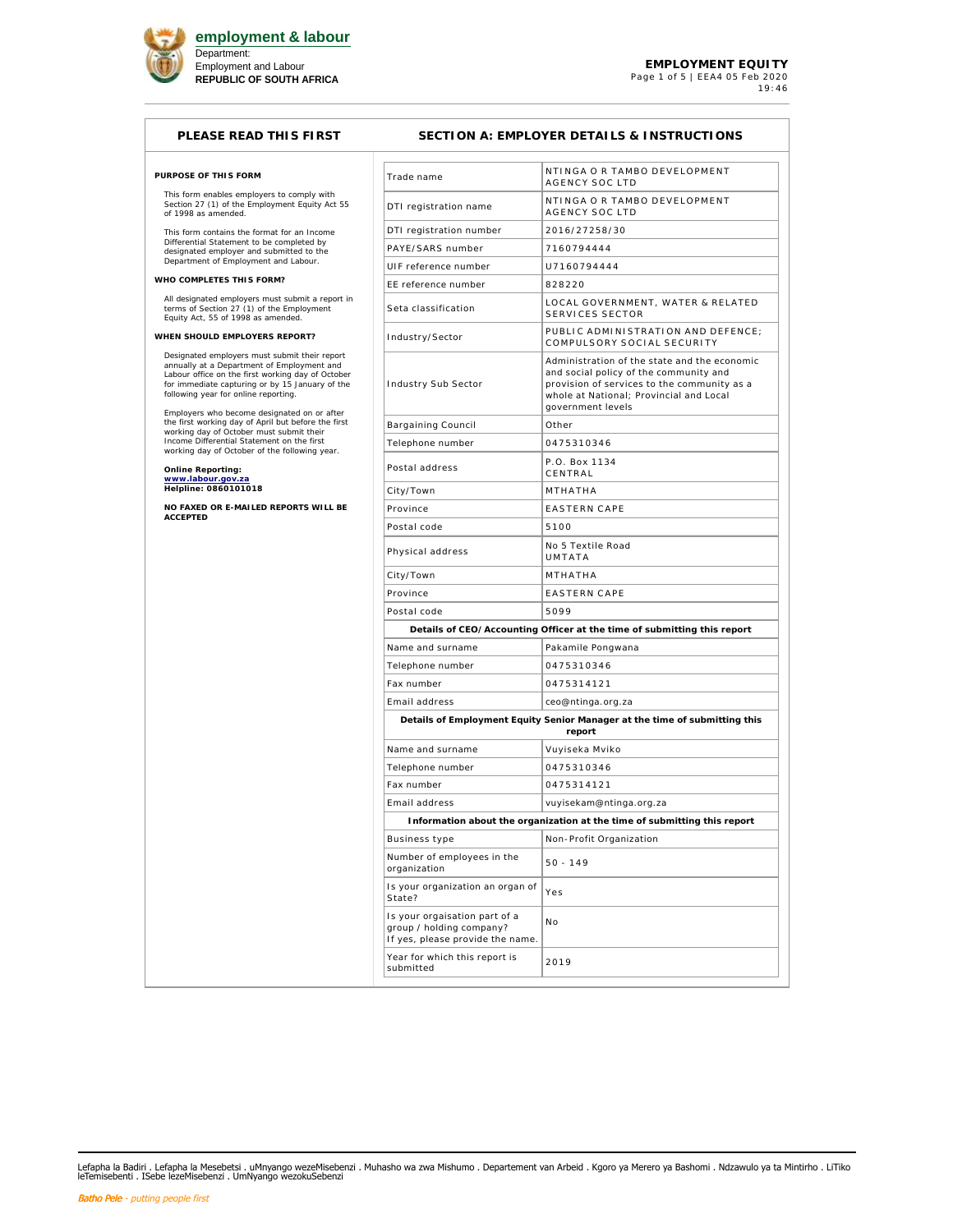**employment & labour**
Department:
Employment and Labour
**REPUBLIC OF SOUTH AFRICA**

**EMPLOYMENT EQUITY**
EEA4 05 Feb 2020
19:46

## PLEASE READ THIS FIRST

**PURPOSE OF THIS FORM**

This form enables employers to comply with Section 27 (1) of the Employment Equity Act 55 of 1998 as amended.

This form contains the format for an Income Differential Statement to be completed by designated employer and submitted to the Department of Employment and Labour.

**WHO COMPLETES THIS FORM?**

All designated employers must submit a report in terms of Section 27 (1) of the Employment Equity Act, 55 of 1998 as amended.

**WHEN SHOULD EMPLOYERS REPORT?**

Designated employers must submit their report annually at a Department of Employment and Labour office on the first working day of October for immediate capturing or by 15 January of the following year for online reporting.

Employers who become designated on or after the first working day of April but before the first working day of October must submit their Income Differential Statement on the first working day of October of the following year.

**Online Reporting:**
**www.labour.gov.za**
**Helpline: 0860101018**

**NO FAXED OR E-MAILED REPORTS WILL BE ACCEPTED**

## SECTION A: EMPLOYER DETAILS & INSTRUCTIONS

| | |
|---|---|
| Trade name | NTINGA O R TAMBO DEVELOPMENT AGENCY SOC LTD |
| DTI registration name | NTINGA O R TAMBO DEVELOPMENT AGENCY SOC LTD |
| DTI registration number | 2016/27258/30 |
| PAYE/SARS number | 7160794444 |
| UIF reference number | U7160794444 |
| EE reference number | 828220 |
| Seta classification | LOCAL GOVERNMENT, WATER & RELATED SERVICES SECTOR |
| Industry/Sector | PUBLIC ADMINISTRATION AND DEFENCE; COMPULSORY SOCIAL SECURITY |
| Industry Sub Sector | Administration of the state and the economic and social policy of the community and provision of services to the community as a whole at National; Provincial and Local government levels |
| Bargaining Council | Other |
| Telephone number | 0475310346 |
| Postal address | P.O. Box 1134 CENTRAL |
| City/Town | MTHATHA |
| Province | EASTERN CAPE |
| Postal code | 5100 |
| Physical address | No 5 Textile Road UMTATA |
| City/Town | MTHATHA |
| Province | EASTERN CAPE |
| Postal code | 5099 |
| **Details of CEO/Accounting Officer at the time of submitting this report** | |
| Name and surname | Pakamile Pongwana |
| Telephone number | 0475310346 |
| Fax number | 0475314121 |
| Email address | ceo@ntinga.org.za |
| **Details of Employment Equity Senior Manager at the time of submitting this report** | |
| Name and surname | Vuyiseka Mviko |
| Telephone number | 0475310346 |
| Fax number | 0475314121 |
| Email address | vuyisekam@ntinga.org.za |
| **Information about the organization at the time of submitting this report** | |
| Business type | Non-Profit Organization |
| Number of employees in the organization | 50 - 149 |
| Is your organization an organ of State? | Yes |
| Is your orgaisation part of a group / holding company? If yes, please provide the name. | No |
| Year for which this report is submitted | 2019 |

Lefapha la Badiri . Lefapha la Mesebetsi . uMnyango wezeMisebenzi . Muhasho wa zwa Mishumo . Departement van Arbeid . Kgoro ya Merero ya Bashomi . Ndzawulo ya ta Mintirho . LiTiko leTemisebenti . ISebe lezeMisebenzi . UmNyango wezokuSebenzi

*Batho Pele - putting people first*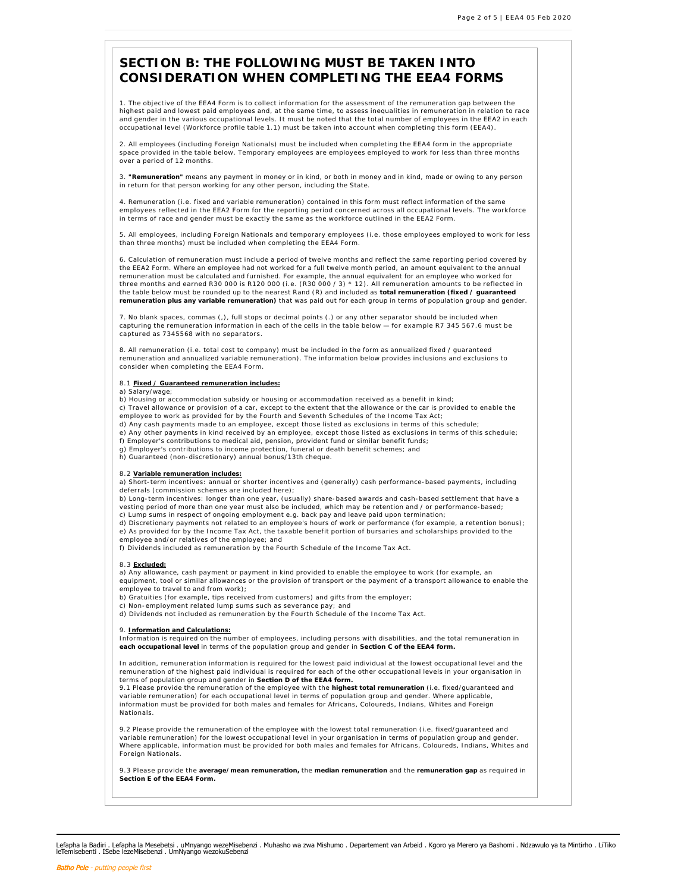# SECTION B: THE FOLLOWING MUST BE TAKEN INTO CONSIDERATION WHEN COMPLETING THE EEA4 FORMS

1. The objective of the EEA4 Form is to collect information for the assessment of the remuneration gap between the highest paid and lowest paid employees and, at the same time, to assess inequalities in remuneration in relation to race and gender in the various occupational levels. It must be noted that the total number of employees in the EEA2 in each occupational level (Workforce profile table 1.1) must be taken into account when completing this form (EEA4).

2. All employees (including Foreign Nationals) must be included when completing the EEA4 form in the appropriate space provided in the table below. Temporary employees are employees employed to work for less than three months over a period of 12 months.

3. **"Remuneration"** means any payment in money or in kind, or both in money and in kind, made or owing to any person in return for that person working for any other person, including the State.

4. Remuneration (i.e. fixed and variable remuneration) contained in this form must reflect information of the same employees reflected in the EEA2 Form for the reporting period concerned across all occupational levels. The workforce in terms of race and gender must be exactly the same as the workforce outlined in the EEA2 Form.

5. All employees, including Foreign Nationals and temporary employees (i.e. those employees employed to work for less than three months) must be included when completing the EEA4 Form.

6. Calculation of remuneration must include a period of twelve months and reflect the same reporting period covered by the EEA2 Form. Where an employee had not worked for a full twelve month period, an amount equivalent to the annual remuneration must be calculated and furnished. For example, the annual equivalent for an employee who worked for three months and earned R30 000 is R120 000 (i.e. (R30 000 / 3) * 12). All remuneration amounts to be reflected in the table below must be rounded up to the nearest Rand (R) and included as **total remuneration (fixed / guaranteed remuneration plus any variable remuneration)** that was paid out for each group in terms of population group and gender.

7. No blank spaces, commas (,), full stops or decimal points (.) or any other separator should be included when capturing the remuneration information in each of the cells in the table below — for example R7 345 567.6 must be captured as 7345568 with no separators.

8. All remuneration (i.e. total cost to company) must be included in the form as annualized fixed / guaranteed remuneration and annualized variable remuneration). The information below provides inclusions and exclusions to consider when completing the EEA4 Form.

8.1 **Fixed / Guaranteed remuneration includes:**

a) Salary/wage;
b) Housing or accommodation subsidy or housing or accommodation received as a benefit in kind;
c) Travel allowance or provision of a car, except to the extent that the allowance or the car is provided to enable the employee to work as provided for by the Fourth and Seventh Schedules of the Income Tax Act;
d) Any cash payments made to an employee, except those listed as exclusions in terms of this schedule;
e) Any other payments in kind received by an employee, except those listed as exclusions in terms of this schedule;
f) Employer's contributions to medical aid, pension, provident fund or similar benefit funds;
g) Employer's contributions to income protection, funeral or death benefit schemes; and
h) Guaranteed (non-discretionary) annual bonus/13th cheque.

8.2 **Variable remuneration includes:**

a) Short-term incentives: annual or shorter incentives and (generally) cash performance-based payments, including deferrals (commission schemes are included here);
b) Long-term incentives: longer than one year, (usually) share-based awards and cash-based settlement that have a vesting period of more than one year must also be included, which may be retention and / or performance-based;
c) Lump sums in respect of ongoing employment e.g. back pay and leave paid upon termination;
d) Discretionary payments not related to an employee's hours of work or performance (for example, a retention bonus);
e) As provided for by the Income Tax Act, the taxable benefit portion of bursaries and scholarships provided to the employee and/or relatives of the employee; and
f) Dividends included as remuneration by the Fourth Schedule of the Income Tax Act.

8.3 **Excluded:**

a) Any allowance, cash payment or payment in kind provided to enable the employee to work (for example, an equipment, tool or similar allowances or the provision of transport or the payment of a transport allowance to enable the employee to travel to and from work);
b) Gratuities (for example, tips received from customers) and gifts from the employer;
c) Non-employment related lump sums such as severance pay; and
d) Dividends not included as remuneration by the Fourth Schedule of the Income Tax Act.

9. **Information and Calculations:**

Information is required on the number of employees, including persons with disabilities, and the total remuneration in **each occupational level** in terms of the population group and gender in **Section C of the EEA4 form.**

In addition, remuneration information is required for the lowest paid individual at the lowest occupational level and the remuneration of the highest paid individual is required for each of the other occupational levels in your organisation in terms of population group and gender in **Section D of the EEA4 form.**

9.1 Please provide the remuneration of the employee with the **highest total remuneration** (i.e. fixed/guaranteed and variable remuneration) for each occupational level in terms of population group and gender. Where applicable, information must be provided for both males and females for Africans, Coloureds, Indians, Whites and Foreign Nationals.

9.2 Please provide the remuneration of the employee with the lowest total remuneration (i.e. fixed/guaranteed and variable remuneration) for the lowest occupational level in your organisation in terms of population group and gender. Where applicable, information must be provided for both males and females for Africans, Coloureds, Indians, Whites and Foreign Nationals.

9.3 Please provide the **average/mean remuneration,** the **median remuneration** and the **remuneration gap** as required in **Section E of the EEA4 Form.**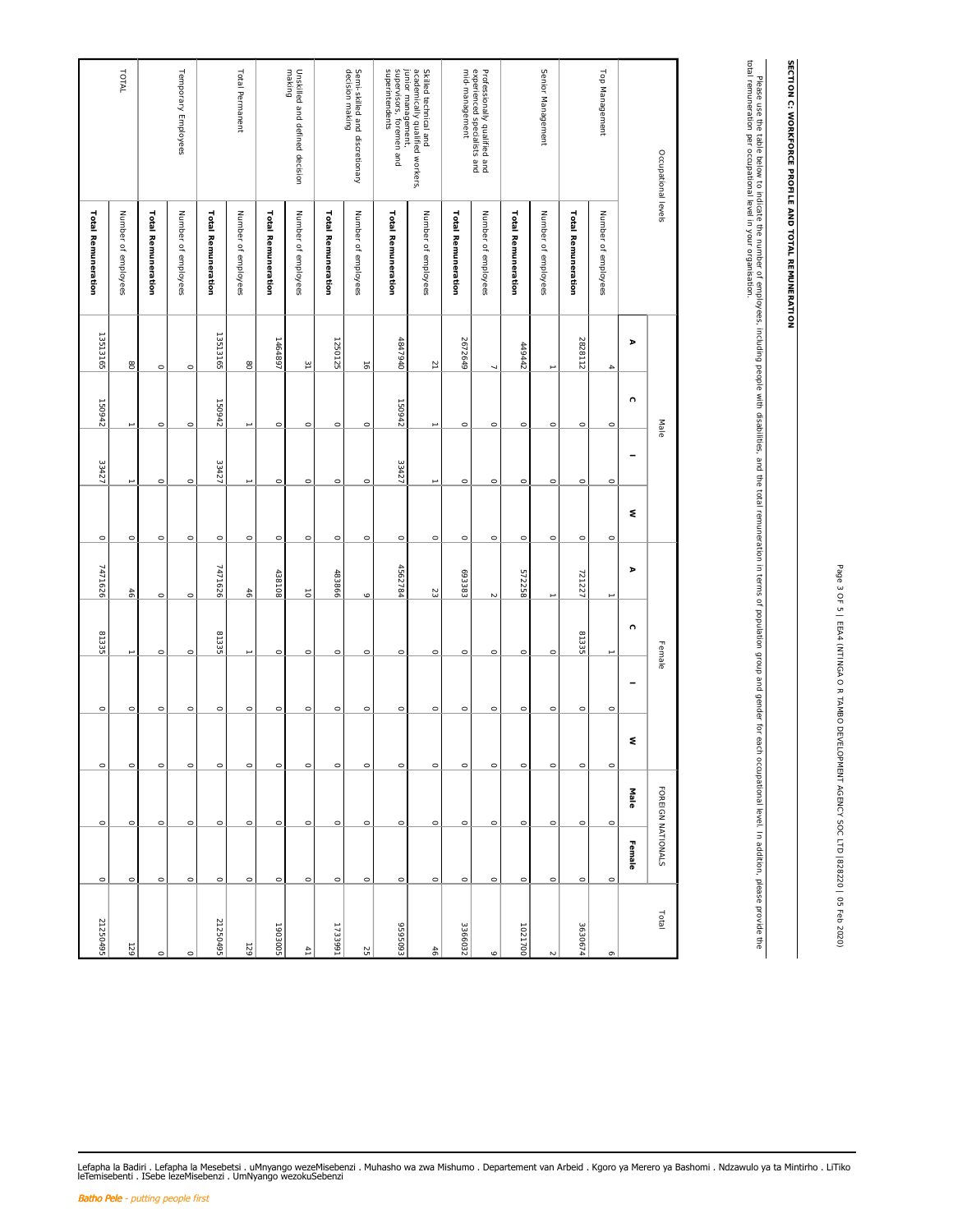## SECTION C: WORKFORCE PROFILE AND TOTAL REMUNERATION

Please use the table below to indicate the number of employees, including people with disabilities, and the total remuneration in terms of population group and gender for each occupational level. In addition, please provide the total remuneration per occupational level in your organisation.

| Occupational levels | | Male | | | | Female | | | | FOREIGN NATIONALS | | Total |
|---|---|---|---|---|---|---|---|---|---|---|---|---|
| | | A | C | I | W | A | C | I | W | Male | Female | |
| Top Management | Number of employees | 4 | 0 | 0 | 0 | 1 | 1 | 0 | 0 | 0 | 0 | 6 |
| | **Total Remuneration** | 2828112 | 0 | 0 | 0 | 721227 | 81335 | 0 | 0 | 0 | 0 | 3630674 |
| Senior Management | Number of employees | 1 | 0 | 0 | 0 | 1 | 0 | 0 | 0 | 0 | 0 | 2 |
| | **Total Remuneration** | 449442 | 0 | 0 | 0 | 572258 | 0 | 0 | 0 | 0 | 0 | 1021700 |
| Professionally qualified and experienced specialists and mid-management | Number of employees | 7 | 0 | 0 | 0 | 2 | 0 | 0 | 0 | 0 | 0 | 9 |
| | **Total Remuneration** | 2672649 | 0 | 0 | 0 | 693383 | 0 | 0 | 0 | 0 | 0 | 3366032 |
| Skilled technical and academically qualified workers, junior management, supervisors, foremen and superintendents | Number of employees | 21 | 1 | 1 | 0 | 23 | 0 | 0 | 0 | 0 | 0 | 46 |
| | **Total Remuneration** | 4847940 | 150942 | 33427 | 0 | 4562784 | 0 | 0 | 0 | 0 | 0 | 9595093 |
| Semi-skilled and discretionary decision making | Number of employees | 16 | 0 | 0 | 0 | 9 | 0 | 0 | 0 | 0 | 0 | 25 |
| | **Total Remuneration** | 1250125 | 0 | 0 | 0 | 483866 | 0 | 0 | 0 | 0 | 0 | 1733991 |
| Unskilled and defined decision making | Number of employees | 31 | 0 | 0 | 0 | 10 | 0 | 0 | 0 | 0 | 0 | 41 |
| | **Total Remuneration** | 1464897 | 0 | 0 | 0 | 438108 | 0 | 0 | 0 | 0 | 0 | 1903005 |
| Total Permanent | Number of employees | 80 | 1 | 1 | 0 | 46 | 1 | 0 | 0 | 0 | 0 | 129 |
| | **Total Remuneration** | 13513165 | 150942 | 33427 | 0 | 7471626 | 81335 | 0 | 0 | 0 | 0 | 21250495 |
| Temporary Employees | Number of employees | 0 | 0 | 0 | 0 | 0 | 0 | 0 | 0 | 0 | 0 | 0 |
| | **Total Remuneration** | 0 | 0 | 0 | 0 | 0 | 0 | 0 | 0 | 0 | 0 | 0 |
| TOTAL | Number of employees | 80 | 1 | 1 | 0 | 46 | 1 | 0 | 0 | 0 | 0 | 129 |
| | **Total Remuneration** | 13513165 | 150942 | 33427 | 0 | 7471626 | 81335 | 0 | 0 | 0 | 0 | 21250495 |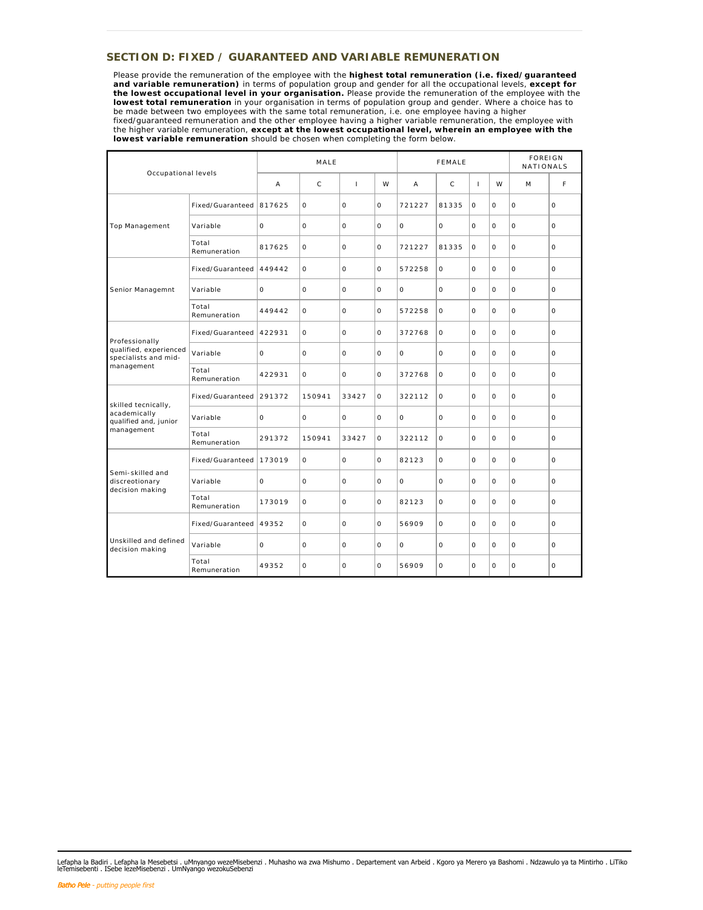## SECTION D: FIXED / GUARANTEED AND VARIABLE REMUNERATION

Please provide the remuneration of the employee with the **highest total remuneration (i.e. fixed/guaranteed and variable remuneration)** in terms of population group and gender for all the occupational levels, **except for the lowest occupational level in your organisation.** Please provide the remuneration of the employee with the **lowest total remuneration** in your organisation in terms of population group and gender. Where a choice has to be made between two employees with the same total remuneration, i.e. one employee having a higher fixed/guaranteed remuneration and the other employee having a higher variable remuneration, the employee with the higher variable remuneration, **except at the lowest occupational level, wherein an employee with the lowest variable remuneration** should be chosen when completing the form below.

| Occupational levels | | MALE | | | | FEMALE | | | | FOREIGN NATIONALS | |
|---|---|---|---|---|---|---|---|---|---|---|---|
| | | A | C | I | W | A | C | I | W | M | F |
| Top Management | Fixed/Guaranteed | 817625 | 0 | 0 | 0 | 721227 | 81335 | 0 | 0 | 0 | 0 |
| | Variable | 0 | 0 | 0 | 0 | 0 | 0 | 0 | 0 | 0 | 0 |
| | Total Remuneration | 817625 | 0 | 0 | 0 | 721227 | 81335 | 0 | 0 | 0 | 0 |
| Senior Managemnt | Fixed/Guaranteed | 449442 | 0 | 0 | 0 | 572258 | 0 | 0 | 0 | 0 | 0 |
| | Variable | 0 | 0 | 0 | 0 | 0 | 0 | 0 | 0 | 0 | 0 |
| | Total Remuneration | 449442 | 0 | 0 | 0 | 572258 | 0 | 0 | 0 | 0 | 0 |
| Professionally qualified, experienced specialists and mid-management | Fixed/Guaranteed | 422931 | 0 | 0 | 0 | 372768 | 0 | 0 | 0 | 0 | 0 |
| | Variable | 0 | 0 | 0 | 0 | 0 | 0 | 0 | 0 | 0 | 0 |
| | Total Remuneration | 422931 | 0 | 0 | 0 | 372768 | 0 | 0 | 0 | 0 | 0 |
| skilled tecnically, academically qualified and, junior management | Fixed/Guaranteed | 291372 | 150941 | 33427 | 0 | 322112 | 0 | 0 | 0 | 0 | 0 |
| | Variable | 0 | 0 | 0 | 0 | 0 | 0 | 0 | 0 | 0 | 0 |
| | Total Remuneration | 291372 | 150941 | 33427 | 0 | 322112 | 0 | 0 | 0 | 0 | 0 |
| Semi-skilled and discreotionary decision making | Fixed/Guaranteed | 173019 | 0 | 0 | 0 | 82123 | 0 | 0 | 0 | 0 | 0 |
| | Variable | 0 | 0 | 0 | 0 | 0 | 0 | 0 | 0 | 0 | 0 |
| | Total Remuneration | 173019 | 0 | 0 | 0 | 82123 | 0 | 0 | 0 | 0 | 0 |
| Unskilled and defined decision making | Fixed/Guaranteed | 49352 | 0 | 0 | 0 | 56909 | 0 | 0 | 0 | 0 | 0 |
| | Variable | 0 | 0 | 0 | 0 | 0 | 0 | 0 | 0 | 0 | 0 |
| | Total Remuneration | 49352 | 0 | 0 | 0 | 56909 | 0 | 0 | 0 | 0 | 0 |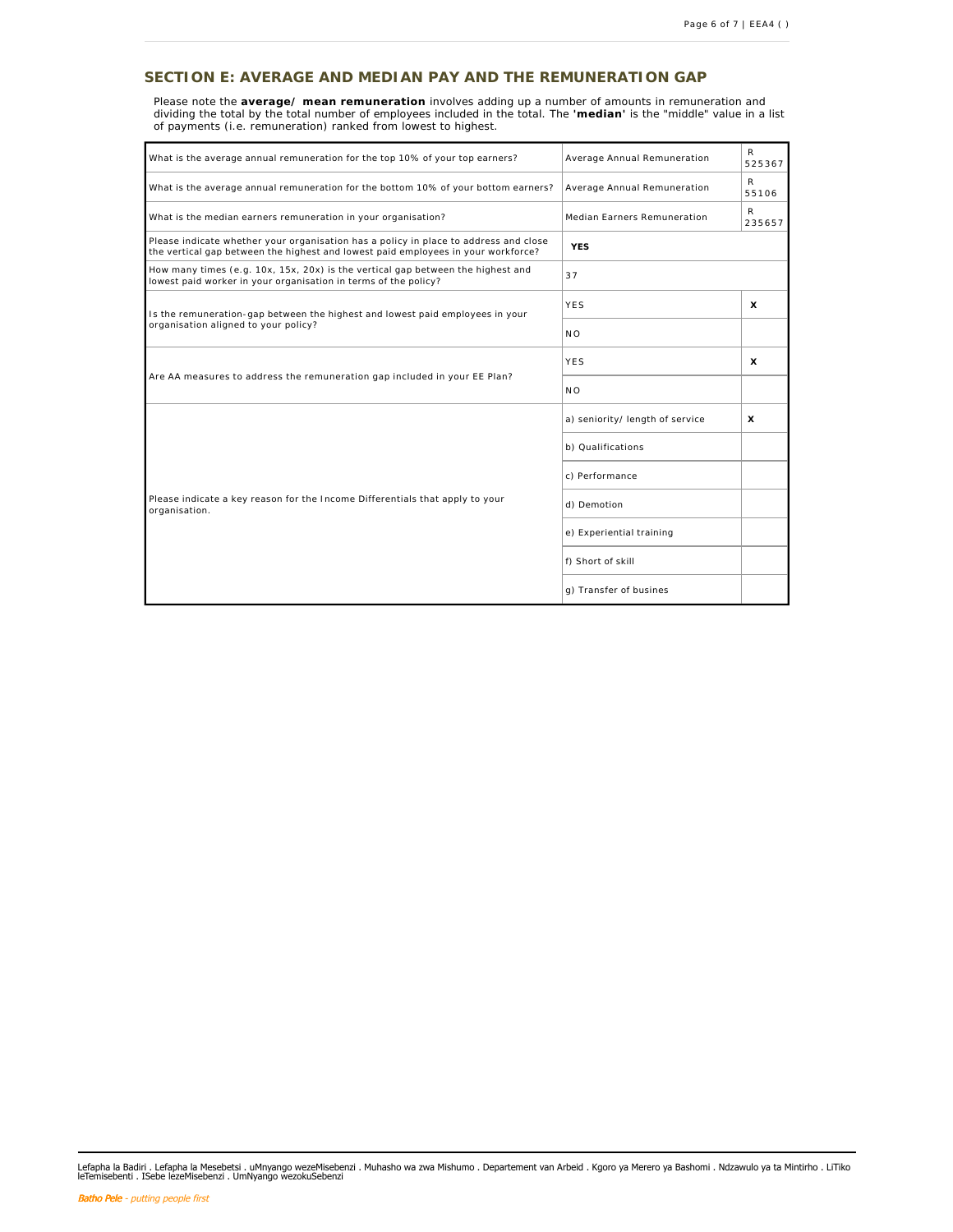## SECTION E: AVERAGE AND MEDIAN PAY AND THE REMUNERATION GAP

Please note the **average/ mean remuneration** involves adding up a number of amounts in remuneration and dividing the total by the total number of employees included in the total. The **'median'** is the "middle" value in a list of payments (i.e. remuneration) ranked from lowest to highest.

| | | |
|---|---|---|
| What is the average annual remuneration for the top 10% of your top earners? | Average Annual Remuneration | R 525367 |
| What is the average annual remuneration for the bottom 10% of your bottom earners? | Average Annual Remuneration | R 55106 |
| What is the median earners remuneration in your organisation? | Median Earners Remuneration | R 235657 |
| Please indicate whether your organisation has a policy in place to address and close the vertical gap between the highest and lowest paid employees in your workforce? | **YES** | |
| How many times (e.g. 10x, 15x, 20x) is the vertical gap between the highest and lowest paid worker in your organisation in terms of the policy? | 37 | |
| Is the remuneration-gap between the highest and lowest paid employees in your organisation aligned to your policy? | YES | X |
| | NO | |
| Are AA measures to address the remuneration gap included in your EE Plan? | YES | X |
| | NO | |
| Please indicate a key reason for the Income Differentials that apply to your organisation. | a) seniority/ length of service | X |
| | b) Qualifications | |
| | c) Performance | |
| | d) Demotion | |
| | e) Experiential training | |
| | f) Short of skill | |
| | g) Transfer of busines | |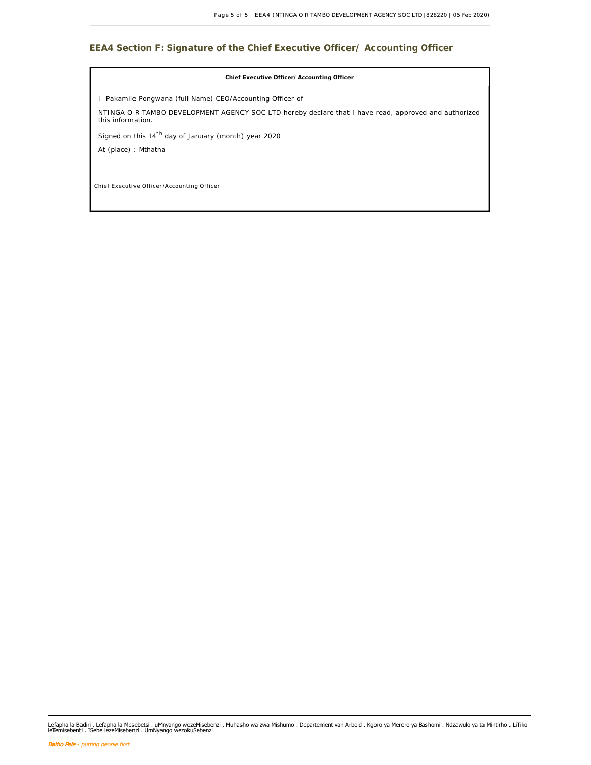## EEA4 Section F: Signature of the Chief Executive Officer/ Accounting Officer

**Chief Executive Officer/ Accounting Officer**

I Pakamile Pongwana (full Name) CEO/Accounting Officer of

NTINGA O R TAMBO DEVELOPMENT AGENCY SOC LTD hereby declare that I have read, approved and authorized this information.

Signed on this 14th day of January (month) year 2020

At (place) : Mthatha

Chief Executive Officer/Accounting Officer

Lefapha la Badiri . Lefapha la Mesebetsi . uMnyango wezeMisebenzi . Muhasho wa zwa Mishumo . Departement van Arbeid . Kgoro ya Merero ya Bashomi . Ndzawulo ya ta Mintirho . LiTiko leTemisebenti . ISebe lezeMisebenzi . UmNyango wezokuSebenzi

*Batho Pele - putting people first*